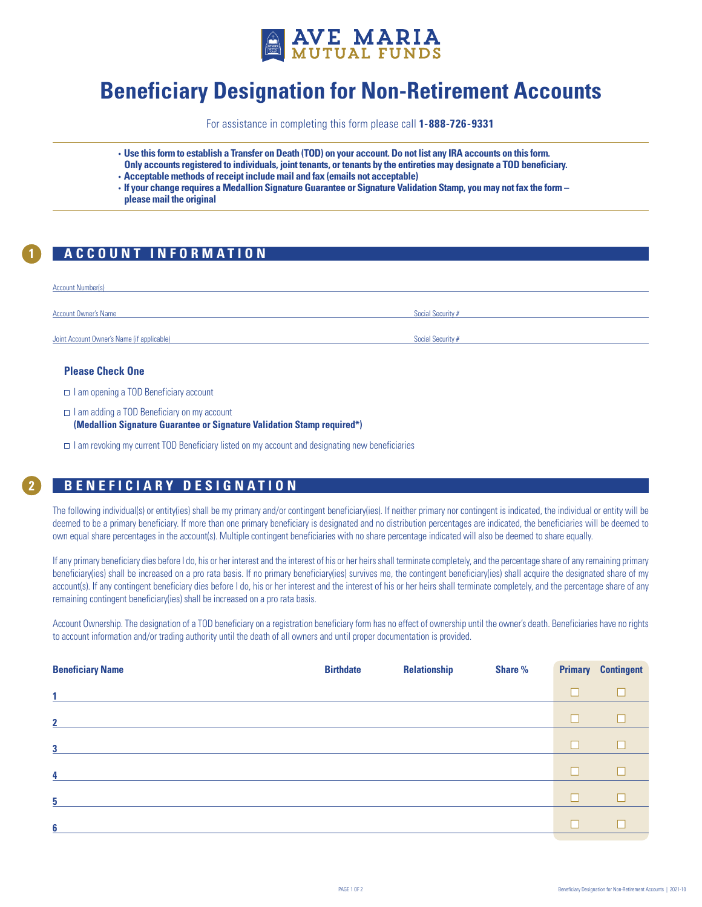# AVE MARIA MUTUAL FUNDS

# Beneficiary Designation for Non-Retirement Accounts

For assistance in completing this form please call **1-888-726-9331**

- **Use this form to establish a Transfer on Death (TOD) on your account. Do not list any IRA accounts on this form. Only accounts registered to individuals, joint tenants, or tenants by the entireties may designate a TOD beneficiary.**
- **Acceptable methods of receipt include mail and fax (emails not acceptable)**
- **If your change requires a Medallion Signature Guarantee or Signature Validation Stamp, you may not fax the form – please mail the original**

## 1 ACCOUNT INFORMATION

Account Number(s) ______________________________

Account Owner's Name ______________________________ Social Security # ______________________________

Joint Account Owner's Name (if applicable) ______________________________ Social Security # ______________________________

### Please Check One

- ☐ I am opening a TOD Beneficiary account
- ☐ I am adding a TOD Beneficiary on my account
  **(Medallion Signature Guarantee or Signature Validation Stamp required\*)**
- ☐ I am revoking my current TOD Beneficiary listed on my account and designating new beneficiaries

## 2 BENEFICIARY DESIGNATION

The following individual(s) or entity(ies) shall be my primary and/or contingent beneficiary(ies). If neither primary nor contingent is indicated, the individual or entity will be deemed to be a primary beneficiary. If more than one primary beneficiary is designated and no distribution percentages are indicated, the beneficiaries will be deemed to own equal share percentages in the account(s). Multiple contingent beneficiaries with no share percentage indicated will also be deemed to share equally.

If any primary beneficiary dies before I do, his or her interest and the interest of his or her heirs shall terminate completely, and the percentage share of any remaining primary beneficiary(ies) shall be increased on a pro rata basis. If no primary beneficiary(ies) survives me, the contingent beneficiary(ies) shall acquire the designated share of my account(s). If any contingent beneficiary dies before I do, his or her interest and the interest of his or her heirs shall terminate completely, and the percentage share of any remaining contingent beneficiary(ies) shall be increased on a pro rata basis.

Account Ownership. The designation of a TOD beneficiary on a registration beneficiary form has no effect of ownership until the owner's death. Beneficiaries have no rights to account information and/or trading authority until the death of all owners and until proper documentation is provided.

| | Beneficiary Name | Birthdate | Relationship | Share % | Primary | Contingent |
|---|---|---|---|---|---|---|
| 1 | | | | | ☐ | ☐ |
| 2 | | | | | ☐ | ☐ |
| 3 | | | | | ☐ | ☐ |
| 4 | | | | | ☐ | ☐ |
| 5 | | | | | ☐ | ☐ |
| 6 | | | | | ☐ | ☐ |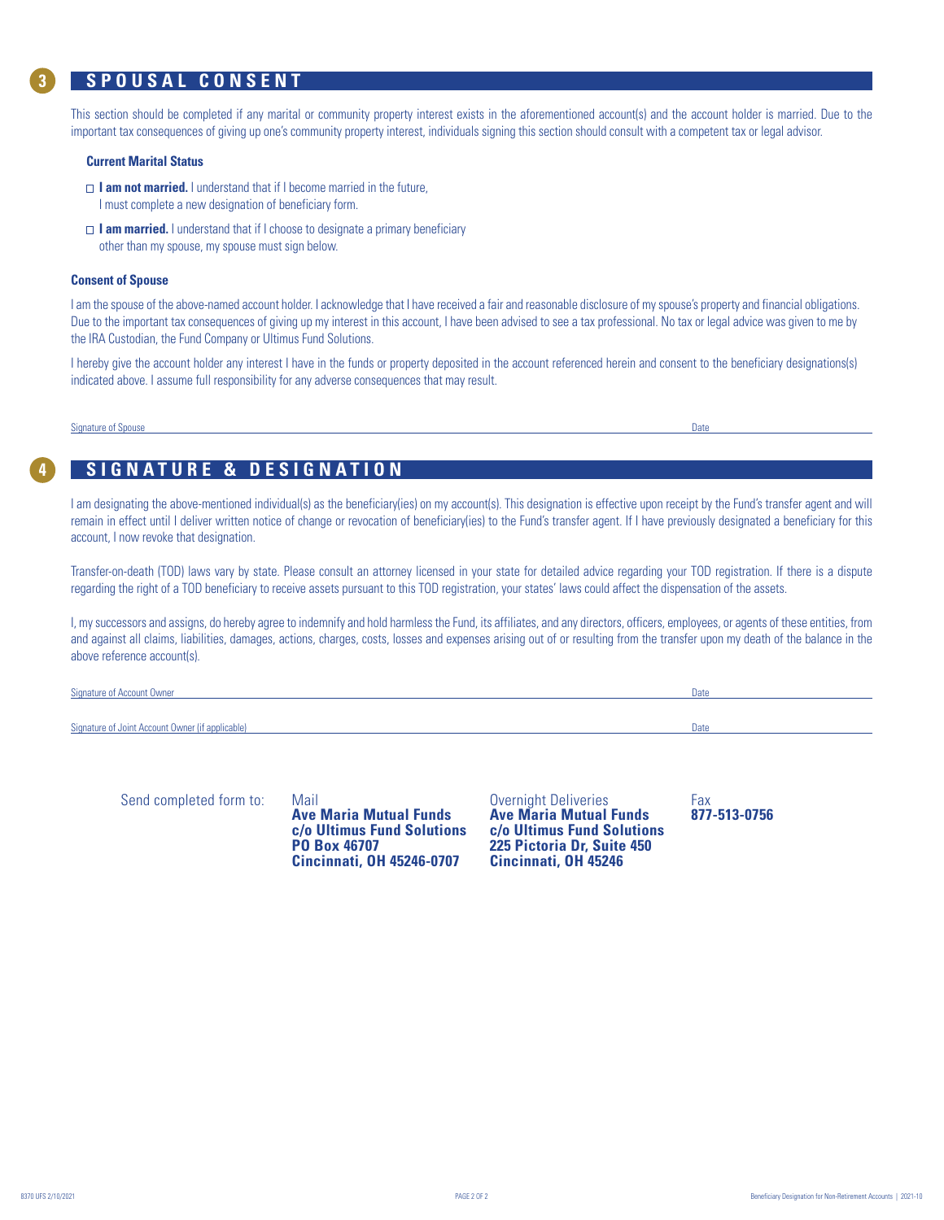## 3 SPOUSAL CONSENT

This section should be completed if any marital or community property interest exists in the aforementioned account(s) and the account holder is married. Due to the important tax consequences of giving up one's community property interest, individuals signing this section should consult with a competent tax or legal advisor.

**Current Marital Status**

- ☐ **I am not married.** I understand that if I become married in the future, I must complete a new designation of beneficiary form.
- ☐ **I am married.** I understand that if I choose to designate a primary beneficiary other than my spouse, my spouse must sign below.

**Consent of Spouse**

I am the spouse of the above-named account holder. I acknowledge that I have received a fair and reasonable disclosure of my spouse's property and financial obligations. Due to the important tax consequences of giving up my interest in this account, I have been advised to see a tax professional. No tax or legal advice was given to me by the IRA Custodian, the Fund Company or Ultimus Fund Solutions.

I hereby give the account holder any interest I have in the funds or property deposited in the account referenced herein and consent to the beneficiary designations(s) indicated above. I assume full responsibility for any adverse consequences that may result.

Signature of Spouse ______________________________ Date ____________

## 4 SIGNATURE & DESIGNATION

I am designating the above-mentioned individual(s) as the beneficiary(ies) on my account(s). This designation is effective upon receipt by the Fund's transfer agent and will remain in effect until I deliver written notice of change or revocation of beneficiary(ies) to the Fund's transfer agent. If I have previously designated a beneficiary for this account, I now revoke that designation.

Transfer-on-death (TOD) laws vary by state. Please consult an attorney licensed in your state for detailed advice regarding your TOD registration. If there is a dispute regarding the right of a TOD beneficiary to receive assets pursuant to this TOD registration, your states' laws could affect the dispensation of the assets.

I, my successors and assigns, do hereby agree to indemnify and hold harmless the Fund, its affiliates, and any directors, officers, employees, or agents of these entities, from and against all claims, liabilities, damages, actions, charges, costs, losses and expenses arising out of or resulting from the transfer upon my death of the balance in the above reference account(s).

Signature of Account Owner ______________________________ Date ____________

Signature of Joint Account Owner (if applicable) ______________________________ Date ____________

Send completed form to:

Mail
**Ave Maria Mutual Funds**
**c/o Ultimus Fund Solutions**
**PO Box 46707**
**Cincinnati, OH 45246-0707**

Overnight Deliveries
**Ave Maria Mutual Funds**
**c/o Ultimus Fund Solutions**
**225 Pictoria Dr, Suite 450**
**Cincinnati, OH 45246**

Fax
**877-513-0756**

8370 UFS 2/10/2021

Beneficiary Designation for Non-Retirement Accounts | 2021-10